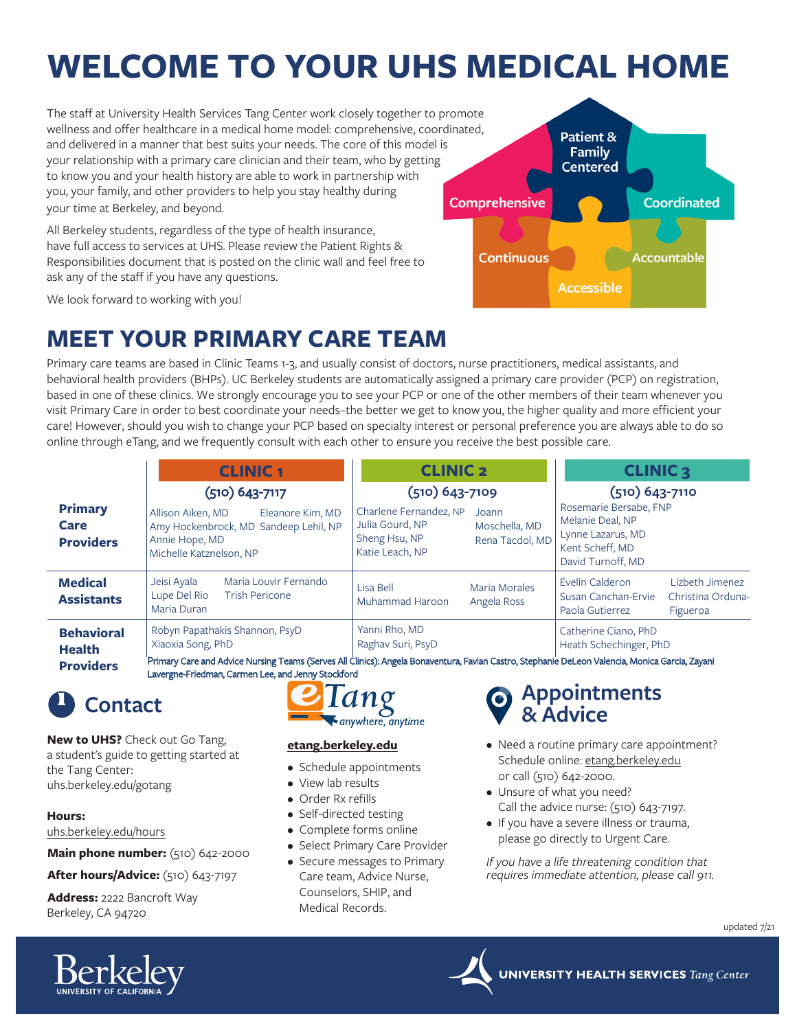# WELCOME TO YOUR UHS MEDICAL HOME

The staff at University Health Services Tang Center work closely together to promote wellness and offer healthcare in a medical home model: comprehensive, coordinated, and delivered in a manner that best suits your needs. The core of this model is your relationship with a primary care clinician and their team, who by getting to know you and your health history are able to work in partnership with you, your family, and other providers to help you stay healthy during your time at Berkeley, and beyond.

All Berkeley students, regardless of the type of health insurance, have full access to services at UHS. Please review the Patient Rights & Responsibilities document that is posted on the clinic wall and feel free to ask any of the staff if you have any questions.

We look forward to working with you!

Patient & Family Centered
Comprehensive
Coordinated
Continuous
Accountable
Accessible

## MEET YOUR PRIMARY CARE TEAM

Primary care teams are based in Clinic Teams 1-3, and usually consist of doctors, nurse practitioners, medical assistants, and behavioral health providers (BHPs). UC Berkeley students are automatically assigned a primary care provider (PCP) on registration, based in one of these clinics. We strongly encourage you to see your PCP or one of the other members of their team whenever you visit Primary Care in order to best coordinate your needs–the better we get to know you, the higher quality and more efficient your care! However, should you wish to change your PCP based on specialty interest or personal preference you are always able to do so online through eTang, and we frequently consult with each other to ensure you receive the best possible care.

| | CLINIC 1 (510) 643-7117 | CLINIC 2 (510) 643-7109 | CLINIC 3 (510) 643-7110 |
|---|---|---|---|
| **Primary Care Providers** | Allison Aiken, MD; Eleanore Kim, MD; Amy Hockenbrock, MD; Sandeep Lehil, NP; Annie Hope, MD; Michelle Katznelson, NP | Charlene Fernandez, NP; Joann Moschella, MD; Julia Gourd, NP; Sheng Hsu, NP; Rena Tacdol, MD; Katie Leach, NP | Rosemarie Bersabe, FNP; Melanie Deal, NP; Lynne Lazarus, MD; Kent Scheff, MD; David Turnoff, MD |
| **Medical Assistants** | Jeisi Ayala; Maria Louvir Fernando; Lupe Del Rio; Trish Pericone; Maria Duran | Lisa Bell; Maria Morales; Muhammad Haroon; Angela Ross | Evelin Calderon; Lizbeth Jimenez; Susan Canchan-Ervie; Christina Orduna-Figueroa; Paola Gutierrez |
| **Behavioral Health Providers** | Robyn Papathakis Shannon, PsyD; Xiaoxia Song, PhD | Yanni Rho, MD; Raghav Suri, PsyD | Catherine Ciano, PhD; Heath Schechinger, PhD |

Primary Care and Advice Nursing Teams (Serves All Clinics): Angela Bonaventura, Favian Castro, Stephanie DeLeon Valencia, Monica Garcia, Zayani Lavergne-Friedman, Carmen Lee, and Jenny Stockford

### Contact

**New to UHS?** Check out Go Tang, a student's guide to getting started at the Tang Center: uhs.berkeley.edu/gotang

**Hours:**
uhs.berkeley.edu/hours

**Main phone number:** (510) 642-2000

**After hours/Advice:** (510) 643-7197

**Address:** 2222 Bancroft Way Berkeley, CA 94720

### eTang *anywhere, anytime*

**etang.berkeley.edu**

- Schedule appointments
- View lab results
- Order Rx refills
- Self-directed testing
- Complete forms online
- Select Primary Care Provider
- Secure messages to Primary Care team, Advice Nurse, Counselors, SHIP, and Medical Records.

### Appointments & Advice

- Need a routine primary care appointment? Schedule online: etang.berkeley.edu or call (510) 642-2000.
- Unsure of what you need? Call the advice nurse: (510) 643-7197.
- If you have a severe illness or trauma, please go directly to Urgent Care.

*If you have a life threatening condition that requires immediate attention, please call 911.*

updated 7/21

Berkeley UNIVERSITY OF CALIFORNIA

UNIVERSITY HEALTH SERVICES *Tang Center*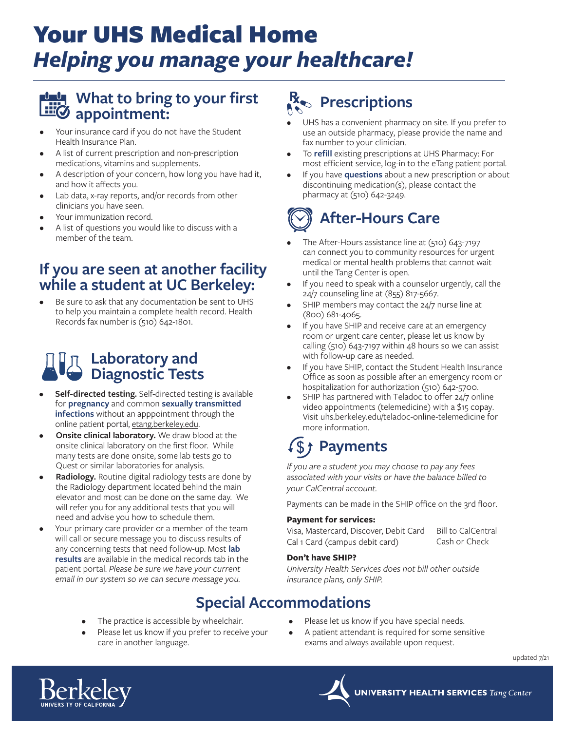# Your UHS Medical Home
## *Helping you manage your healthcare!*

### What to bring to your first appointment:

- Your insurance card if you do not have the Student Health Insurance Plan.
- A list of current prescription and non-prescription medications, vitamins and supplements.
- A description of your concern, how long you have had it, and how it affects you.
- Lab data, x-ray reports, and/or records from other clinicians you have seen.
- Your immunization record.
- A list of questions you would like to discuss with a member of the team.

### If you are seen at another facility while a student at UC Berkeley:

- Be sure to ask that any documentation be sent to UHS to help you maintain a complete health record. Health Records fax number is (510) 642-1801.

### Laboratory and Diagnostic Tests

- **Self-directed testing.** Self-directed testing is available for **pregnancy** and common **sexually transmitted infections** without an apppointment through the online patient portal, etang.berkeley.edu.
- **Onsite clinical laboratory.** We draw blood at the onsite clinical laboratory on the first floor. While many tests are done onsite, some lab tests go to Quest or similar laboratories for analysis.
- **Radiology.** Routine digital radiology tests are done by the Radiology department located behind the main elevator and most can be done on the same day. We will refer you for any additional tests that you will need and advise you how to schedule them.
- Your primary care provider or a member of the team will call or secure message you to discuss results of any concerning tests that need follow-up. Most **lab results** are available in the medical records tab in the patient portal. *Please be sure we have your current email in our system so we can secure message you.*

### Prescriptions

- UHS has a convenient pharmacy on site. If you prefer to use an outside pharmacy, please provide the name and fax number to your clinician.
- To **refill** existing prescriptions at UHS Pharmacy: For most efficient service, log-in to the eTang patient portal.
- If you have **questions** about a new prescription or about discontinuing medication(s), please contact the pharmacy at (510) 642-3249.

### After-Hours Care

- The After-Hours assistance line at (510) 643-7197 can connect you to community resources for urgent medical or mental health problems that cannot wait until the Tang Center is open.
- If you need to speak with a counselor urgently, call the 24/7 counseling line at (855) 817-5667.
- SHIP members may contact the 24/7 nurse line at (800) 681-4065.
- If you have SHIP and receive care at an emergency room or urgent care center, please let us know by calling (510) 643-7197 within 48 hours so we can assist with follow-up care as needed.
- If you have SHIP, contact the Student Health Insurance Office as soon as possible after an emergency room or hospitalization for authorization (510) 642-5700.
- SHIP has partnered with Teladoc to offer 24/7 online video appointments (telemedicine) with a $15 copay. Visit uhs.berkeley.edu/teladoc-online-telemedicine for more information.

### Payments

*If you are a student you may choose to pay any fees associated with your visits or have the balance billed to your CalCentral account.*

Payments can be made in the SHIP office on the 3rd floor.

**Payment for services:**

Visa, Mastercard, Discover, Debit Card
Cal 1 Card (campus debit card)
Bill to CalCentral
Cash or Check

**Don't have SHIP?**

*University Health Services does not bill other outside insurance plans, only SHIP.*

### Special Accommodations

- The practice is accessible by wheelchair.
- Please let us know if you prefer to receive your care in another language.
- Please let us know if you have special needs.
- A patient attendant is required for some sensitive exams and always available upon request.

updated 7/21

Berkeley UNIVERSITY OF CALIFORNIA

UNIVERSITY HEALTH SERVICES *Tang Center*